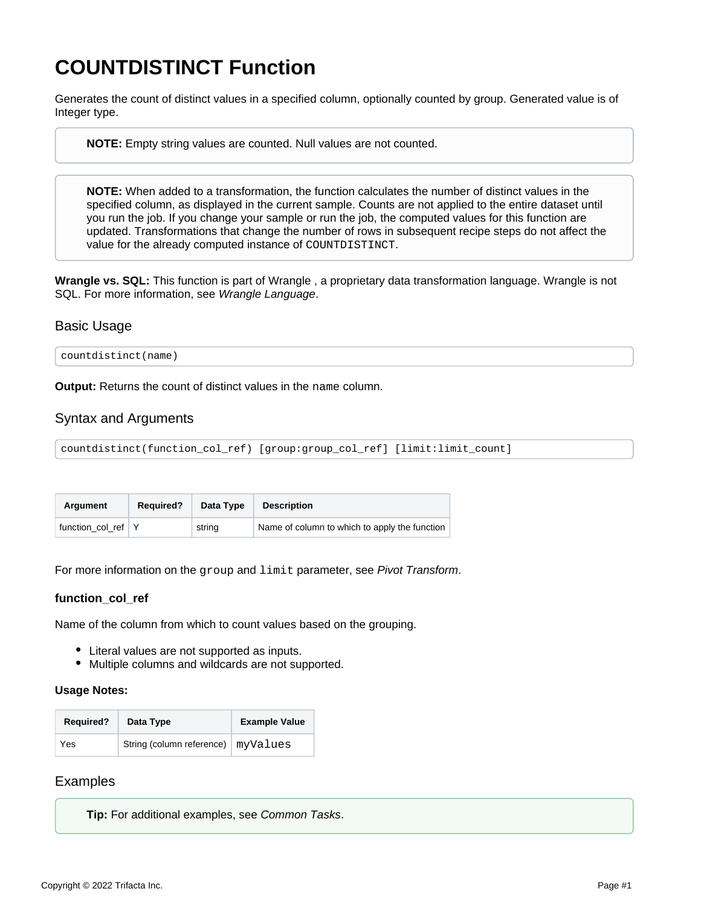# COUNTDISTINCT Function

Generates the count of distinct values in a specified column, optionally counted by group. Generated value is of Integer type.

> **NOTE:** Empty string values are counted. Null values are not counted.

> **NOTE:** When added to a transformation, the function calculates the number of distinct values in the specified column, as displayed in the current sample. Counts are not applied to the entire dataset until you run the job. If you change your sample or run the job, the computed values for this function are updated. Transformations that change the number of rows in subsequent recipe steps do not affect the value for the already computed instance of `COUNTDISTINCT`.

**Wrangle vs. SQL:** This function is part of Wrangle , a proprietary data transformation language. Wrangle is not SQL. For more information, see *Wrangle Language*.

## Basic Usage

```
countdistinct(name)
```

**Output:** Returns the count of distinct values in the `name` column.

## Syntax and Arguments

```
countdistinct(function_col_ref) [group:group_col_ref] [limit:limit_count]
```

| Argument | Required? | Data Type | Description |
|---|---|---|---|
| function_col_ref | Y | string | Name of column to which to apply the function |

For more information on the `group` and `limit` parameter, see *Pivot Transform*.

### function_col_ref

Name of the column from which to count values based on the grouping.

- Literal values are not supported as inputs.
- Multiple columns and wildcards are not supported.

**Usage Notes:**

| Required? | Data Type | Example Value |
|---|---|---|
| Yes | String (column reference) | `myValues` |

## Examples

> **Tip:** For additional examples, see *Common Tasks*.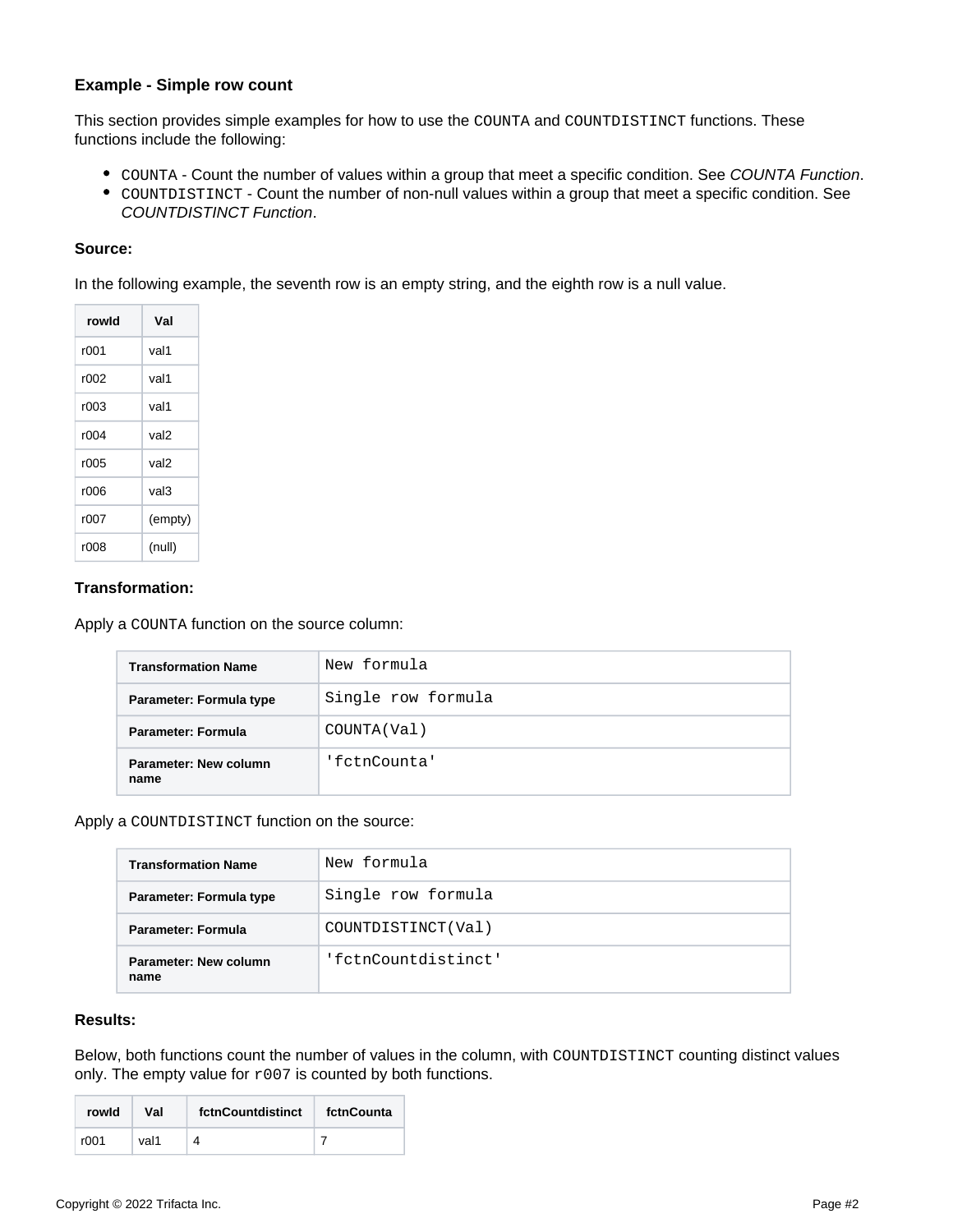### Example - Simple row count

This section provides simple examples for how to use the `COUNTA` and `COUNTDISTINCT` functions. These functions include the following:

- `COUNTA` - Count the number of values within a group that meet a specific condition. See *COUNTA Function*.
- `COUNTDISTINCT` - Count the number of non-null values within a group that meet a specific condition. See *COUNTDISTINCT Function*.

**Source:**

In the following example, the seventh row is an empty string, and the eighth row is a null value.

| rowId | Val |
|---|---|
| r001 | val1 |
| r002 | val1 |
| r003 | val1 |
| r004 | val2 |
| r005 | val2 |
| r006 | val3 |
| r007 | (empty) |
| r008 | (null) |

**Transformation:**

Apply a `COUNTA` function on the source column:

| Transformation Name | `New formula` |
|---|---|
| Parameter: Formula type | `Single row formula` |
| Parameter: Formula | `COUNTA(Val)` |
| Parameter: New column name | `'fctnCounta'` |

Apply a `COUNTDISTINCT` function on the source:

| Transformation Name | `New formula` |
|---|---|
| Parameter: Formula type | `Single row formula` |
| Parameter: Formula | `COUNTDISTINCT(Val)` |
| Parameter: New column name | `'fctnCountdistinct'` |

**Results:**

Below, both functions count the number of values in the column, with `COUNTDISTINCT` counting distinct values only. The empty value for `r007` is counted by both functions.

| rowId | Val | fctnCountdistinct | fctnCounta |
|---|---|---|---|
| r001 | val1 | 4 | 7 |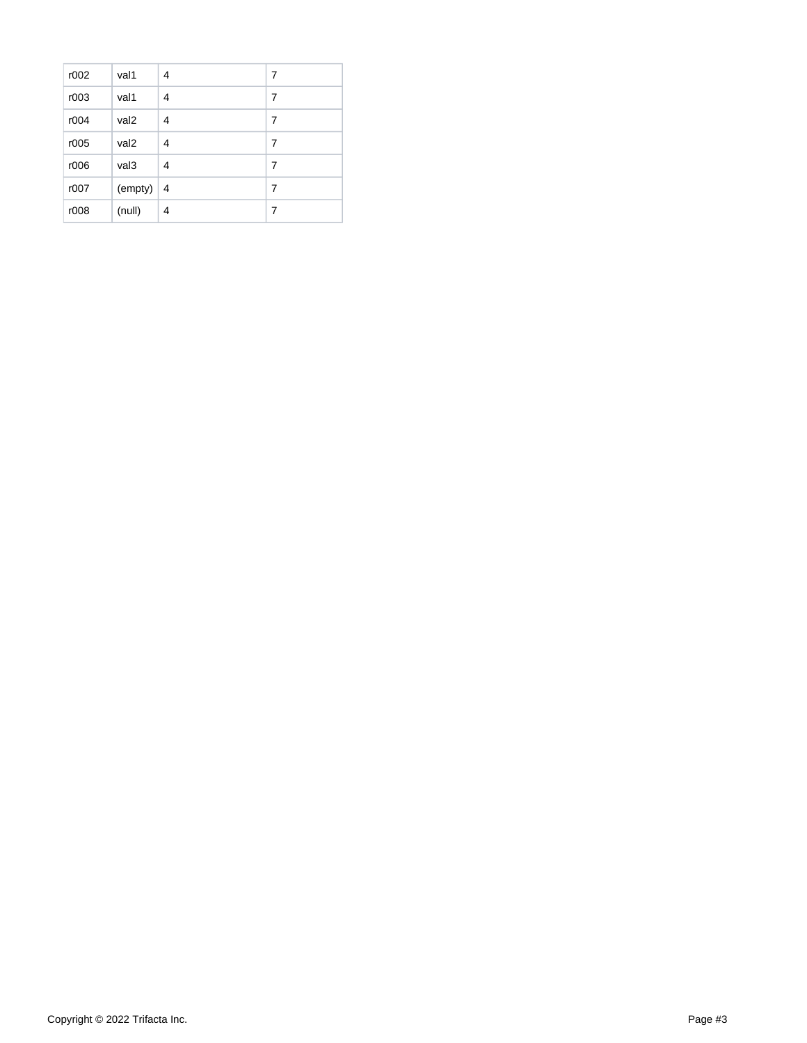| | | | |
|---|---|---|---|
| r002 | val1 | 4 | 7 |
| r003 | val1 | 4 | 7 |
| r004 | val2 | 4 | 7 |
| r005 | val2 | 4 | 7 |
| r006 | val3 | 4 | 7 |
| r007 | (empty) | 4 | 7 |
| r008 | (null) | 4 | 7 |